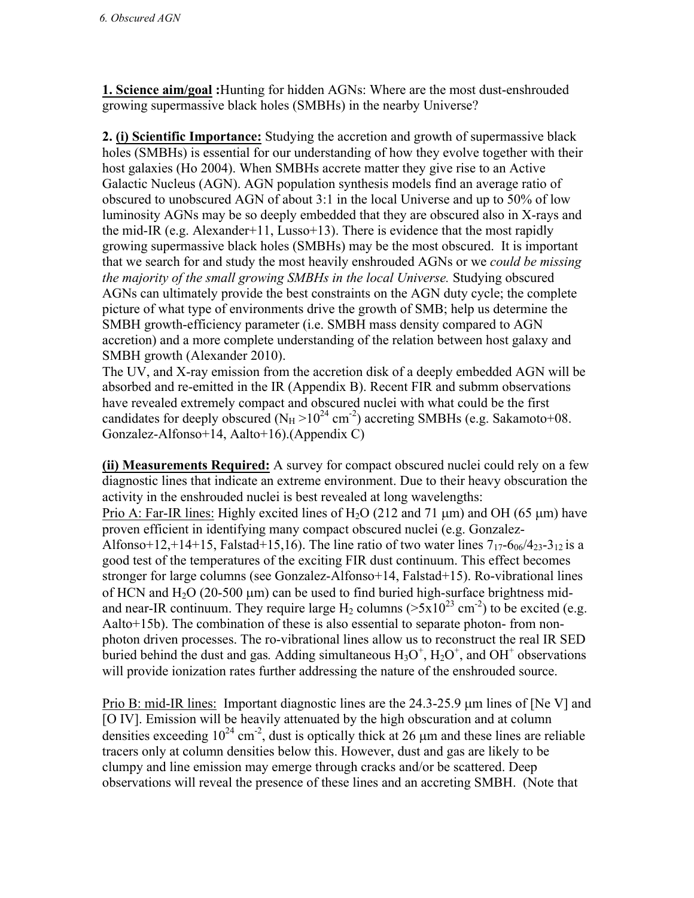**1. Science aim/goal :**Hunting for hidden AGNs: Where are the most dust-enshrouded growing supermassive black holes (SMBHs) in the nearby Universe?

**2. <u>(i) Scientific Importance:</u>** Studying the accretion and growth of supermassive black holes (SMBHs) is essential for our understanding of how they evolve together with their host galaxies (Ho 2004). When SMBHs accrete matter they give rise to an Active Galactic Nucleus (AGN). AGN population synthesis models find an average ratio of obscured to unobscured AGN of about 3:1 in the local Universe and up to 50% of low luminosity AGNs may be so deeply embedded that they are obscured also in X-rays and the mid-IR (e.g. Alexander+11, Lusso+13). There is evidence that the most rapidly growing supermassive black holes (SMBHs) may be the most obscured. It is important that we search for and study the most heavily enshrouded AGNs or we *could be missing the majority of the small growing SMBHs in the local Universe.* Studying obscured AGNs can ultimately provide the best constraints on the AGN duty cycle; the complete picture of what type of environments drive the growth of SMB; help us determine the SMBH growth-efficiency parameter (i.e. SMBH mass density compared to AGN accretion) and a more complete understanding of the relation between host galaxy and SMBH growth (Alexander 2010).

The UV, and X-ray emission from the accretion disk of a deeply embedded AGN will be absorbed and re-emitted in the IR (Appendix B). Recent FIR and submm observations have revealed extremely compact and obscured nuclei with what could be the first candidates for deeply obscured ($N_H > 10^{24}$ cm$^{-2}$) accreting SMBHs (e.g. Sakamoto+08. Gonzalez-Alfonso+14, Aalto+16).(Appendix C)

**<u>(ii) Measurements Required:</u>** A survey for compact obscured nuclei could rely on a few diagnostic lines that indicate an extreme environment. Due to their heavy obscuration the activity in the enshrouded nuclei is best revealed at long wavelengths:

<u>Prio A: Far-IR lines:</u> Highly excited lines of $H_2O$ (212 and 71 μm) and OH (65 μm) have proven efficient in identifying many compact obscured nuclei (e.g. Gonzalez-Alfonso+12,+14+15, Falstad+15,16). The line ratio of two water lines $7_{17}$-$6_{06}$/$4_{23}$-$3_{12}$ is a good test of the temperatures of the exciting FIR dust continuum. This effect becomes stronger for large columns (see Gonzalez-Alfonso+14, Falstad+15). Ro-vibrational lines of HCN and $H_2O$ (20-500 μm) can be used to find buried high-surface brightness mid- and near-IR continuum. They require large $H_2$ columns ($>5\times10^{23}$ cm$^{-2}$) to be excited (e.g. Aalto+15b). The combination of these is also essential to separate photon- from non-photon driven processes. The ro-vibrational lines allow us to reconstruct the real IR SED buried behind the dust and gas. Adding simultaneous $H_3O^+$, $H_2O^+$, and $OH^+$ observations will provide ionization rates further addressing the nature of the enshrouded source.

<u>Prio B: mid-IR lines:</u> Important diagnostic lines are the 24.3-25.9 μm lines of [Ne V] and [O IV]. Emission will be heavily attenuated by the high obscuration and at column densities exceeding $10^{24}$ cm$^{-2}$, dust is optically thick at 26 μm and these lines are reliable tracers only at column densities below this. However, dust and gas are likely to be clumpy and line emission may emerge through cracks and/or be scattered. Deep observations will reveal the presence of these lines and an accreting SMBH. (Note that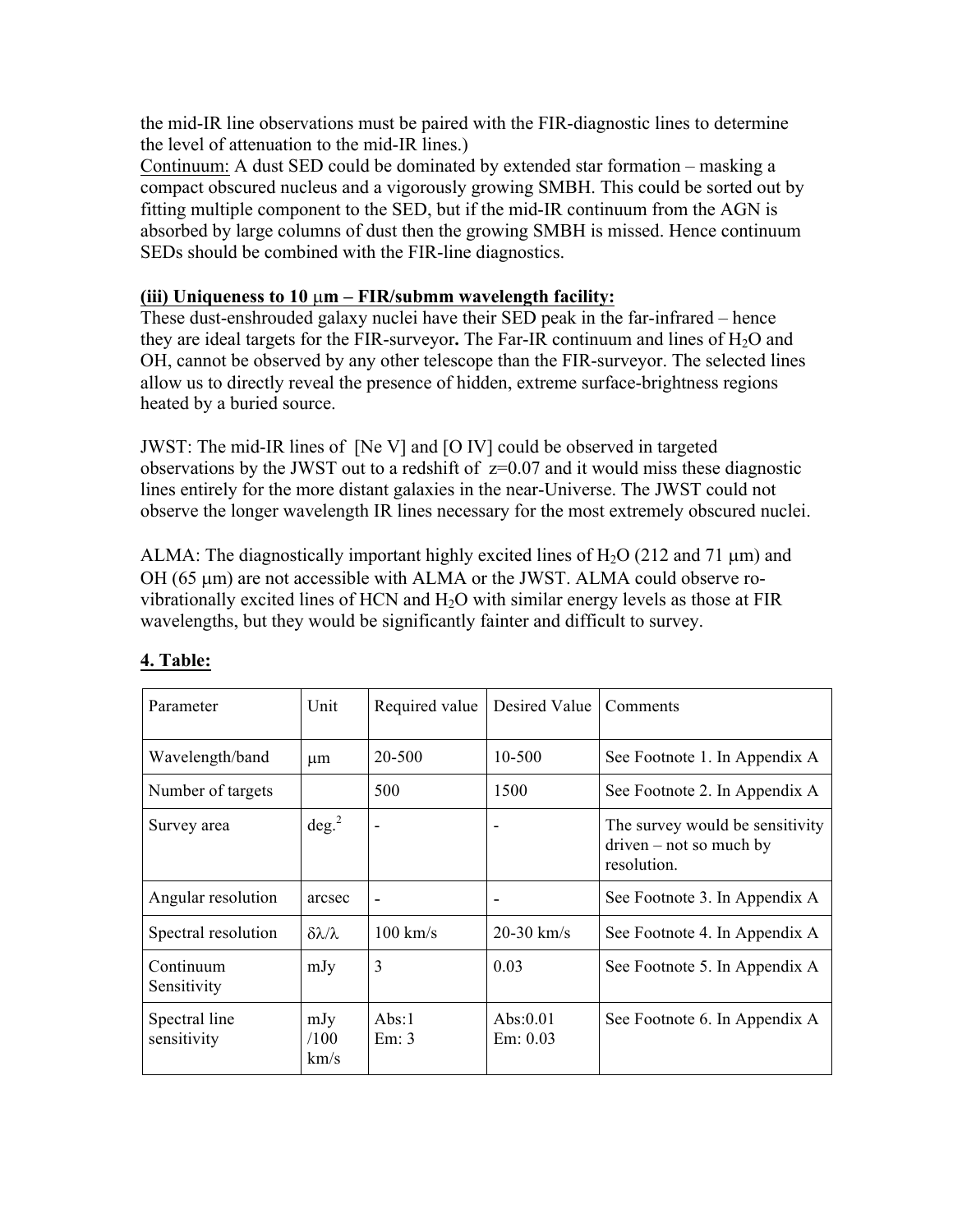the mid-IR line observations must be paired with the FIR-diagnostic lines to determine the level of attenuation to the mid-IR lines.)

Continuum: A dust SED could be dominated by extended star formation – masking a compact obscured nucleus and a vigorously growing SMBH. This could be sorted out by fitting multiple component to the SED, but if the mid-IR continuum from the AGN is absorbed by large columns of dust then the growing SMBH is missed. Hence continuum SEDs should be combined with the FIR-line diagnostics.

**(iii) Uniqueness to 10 μm – FIR/submm wavelength facility:**

These dust-enshrouded galaxy nuclei have their SED peak in the far-infrared – hence they are ideal targets for the FIR-surveyor**.** The Far-IR continuum and lines of $H_2O$ and OH, cannot be observed by any other telescope than the FIR-surveyor. The selected lines allow us to directly reveal the presence of hidden, extreme surface-brightness regions heated by a buried source.

JWST: The mid-IR lines of [Ne V] and [O IV] could be observed in targeted observations by the JWST out to a redshift of z=0.07 and it would miss these diagnostic lines entirely for the more distant galaxies in the near-Universe. The JWST could not observe the longer wavelength IR lines necessary for the most extremely obscured nuclei.

ALMA: The diagnostically important highly excited lines of $H_2O$ (212 and 71 μm) and OH (65 μm) are not accessible with ALMA or the JWST. ALMA could observe ro-vibrationally excited lines of HCN and $H_2O$ with similar energy levels as those at FIR wavelengths, but they would be significantly fainter and difficult to survey.

**4. Table:**

| Parameter | Unit | Required value | Desired Value | Comments |
|---|---|---|---|---|
| Wavelength/band | μm | 20-500 | 10-500 | See Footnote 1. In Appendix A |
| Number of targets | | 500 | 1500 | See Footnote 2. In Appendix A |
| Survey area | $deg.^2$ | - | - | The survey would be sensitivity driven – not so much by resolution. |
| Angular resolution | arcsec | - | - | See Footnote 3. In Appendix A |
| Spectral resolution | $\delta\lambda/\lambda$ | 100 km/s | 20-30 km/s | See Footnote 4. In Appendix A |
| Continuum Sensitivity | mJy | 3 | 0.03 | See Footnote 5. In Appendix A |
| Spectral line sensitivity | mJy /100 km/s | Abs:1 Em: 3 | Abs:0.01 Em: 0.03 | See Footnote 6. In Appendix A |